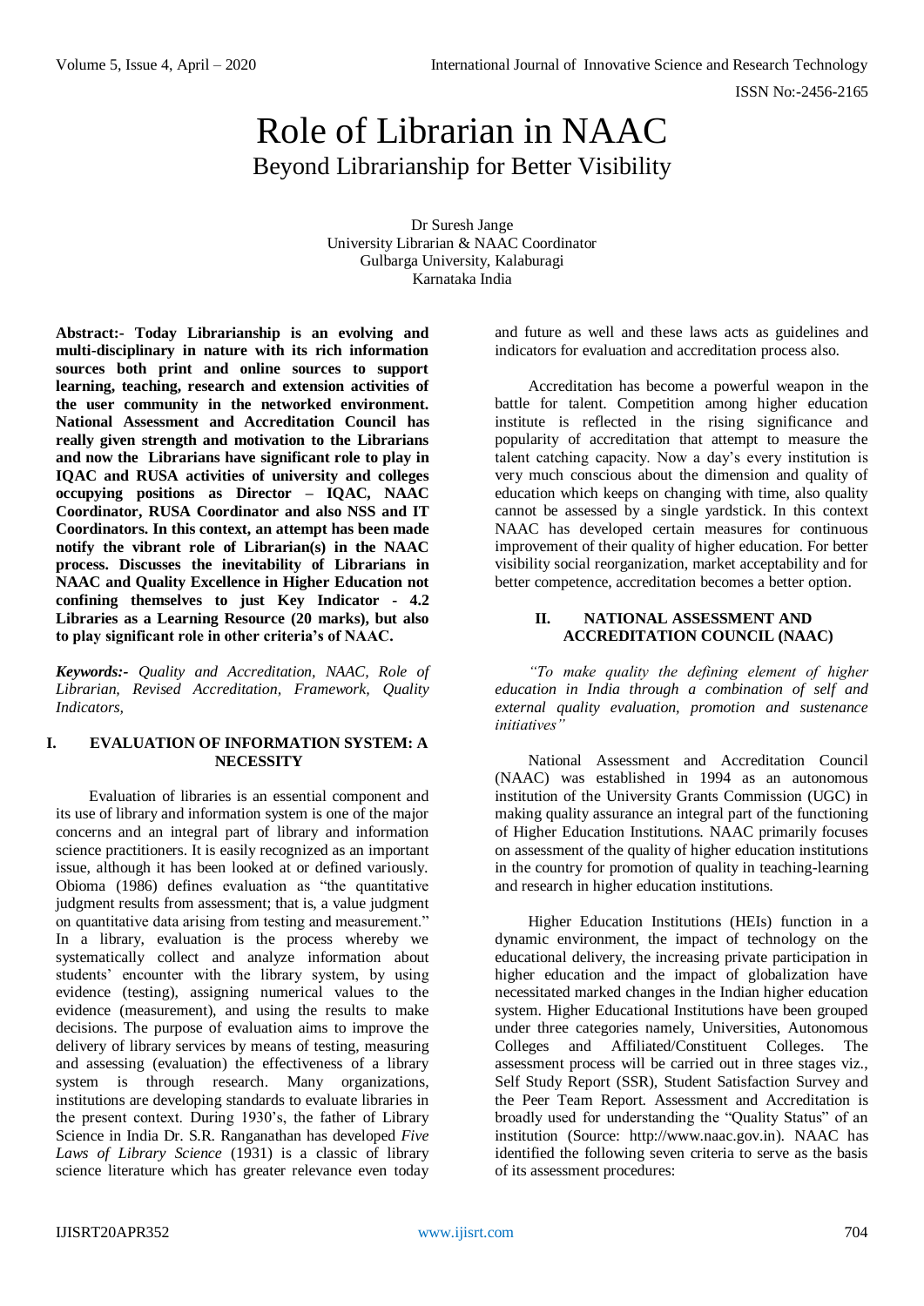# Role of Librarian in NAAC
## Beyond Librarianship for Better Visibility

Dr Suresh Jange
University Librarian & NAAC Coordinator
Gulbarga University, Kalaburagi
Karnataka India

**Abstract:- Today Librarianship is an evolving and multi-disciplinary in nature with its rich information sources both print and online sources to support learning, teaching, research and extension activities of the user community in the networked environment. National Assessment and Accreditation Council has really given strength and motivation to the Librarians and now the Librarians have significant role to play in IQAC and RUSA activities of university and colleges occupying positions as Director – IQAC, NAAC Coordinator, RUSA Coordinator and also NSS and IT Coordinators. In this context, an attempt has been made notify the vibrant role of Librarian(s) in the NAAC process. Discusses the inevitability of Librarians in NAAC and Quality Excellence in Higher Education not confining themselves to just Key Indicator - 4.2 Libraries as a Learning Resource (20 marks), but also to play significant role in other criteria's of NAAC.**

***Keywords:-*** *Quality and Accreditation, NAAC, Role of Librarian, Revised Accreditation, Framework, Quality Indicators,*

## I. EVALUATION OF INFORMATION SYSTEM: A NECESSITY

Evaluation of libraries is an essential component and its use of library and information system is one of the major concerns and an integral part of library and information science practitioners. It is easily recognized as an important issue, although it has been looked at or defined variously. Obioma (1986) defines evaluation as "the quantitative judgment results from assessment; that is, a value judgment on quantitative data arising from testing and measurement." In a library, evaluation is the process whereby we systematically collect and analyze information about students' encounter with the library system, by using evidence (testing), assigning numerical values to the evidence (measurement), and using the results to make decisions. The purpose of evaluation aims to improve the delivery of library services by means of testing, measuring and assessing (evaluation) the effectiveness of a library system is through research. Many organizations, institutions are developing standards to evaluate libraries in the present context. During 1930's, the father of Library Science in India Dr. S.R. Ranganathan has developed *Five Laws of Library Science* (1931) is a classic of library science literature which has greater relevance even today and future as well and these laws acts as guidelines and indicators for evaluation and accreditation process also.

Accreditation has become a powerful weapon in the battle for talent. Competition among higher education institute is reflected in the rising significance and popularity of accreditation that attempt to measure the talent catching capacity. Now a day's every institution is very much conscious about the dimension and quality of education which keeps on changing with time, also quality cannot be assessed by a single yardstick. In this context NAAC has developed certain measures for continuous improvement of their quality of higher education. For better visibility social reorganization, market acceptability and for better competence, accreditation becomes a better option.

## II. NATIONAL ASSESSMENT AND ACCREDITATION COUNCIL (NAAC)

*"To make quality the defining element of higher education in India through a combination of self and external quality evaluation, promotion and sustenance initiatives"*

National Assessment and Accreditation Council (NAAC) was established in 1994 as an autonomous institution of the University Grants Commission (UGC) in making quality assurance an integral part of the functioning of Higher Education Institutions. NAAC primarily focuses on assessment of the quality of higher education institutions in the country for promotion of quality in teaching-learning and research in higher education institutions.

Higher Education Institutions (HEIs) function in a dynamic environment, the impact of technology on the educational delivery, the increasing private participation in higher education and the impact of globalization have necessitated marked changes in the Indian higher education system. Higher Educational Institutions have been grouped under three categories namely, Universities, Autonomous Colleges and Affiliated/Constituent Colleges. The assessment process will be carried out in three stages viz., Self Study Report (SSR), Student Satisfaction Survey and the Peer Team Report. Assessment and Accreditation is broadly used for understanding the "Quality Status" of an institution (Source: http://www.naac.gov.in). NAAC has identified the following seven criteria to serve as the basis of its assessment procedures: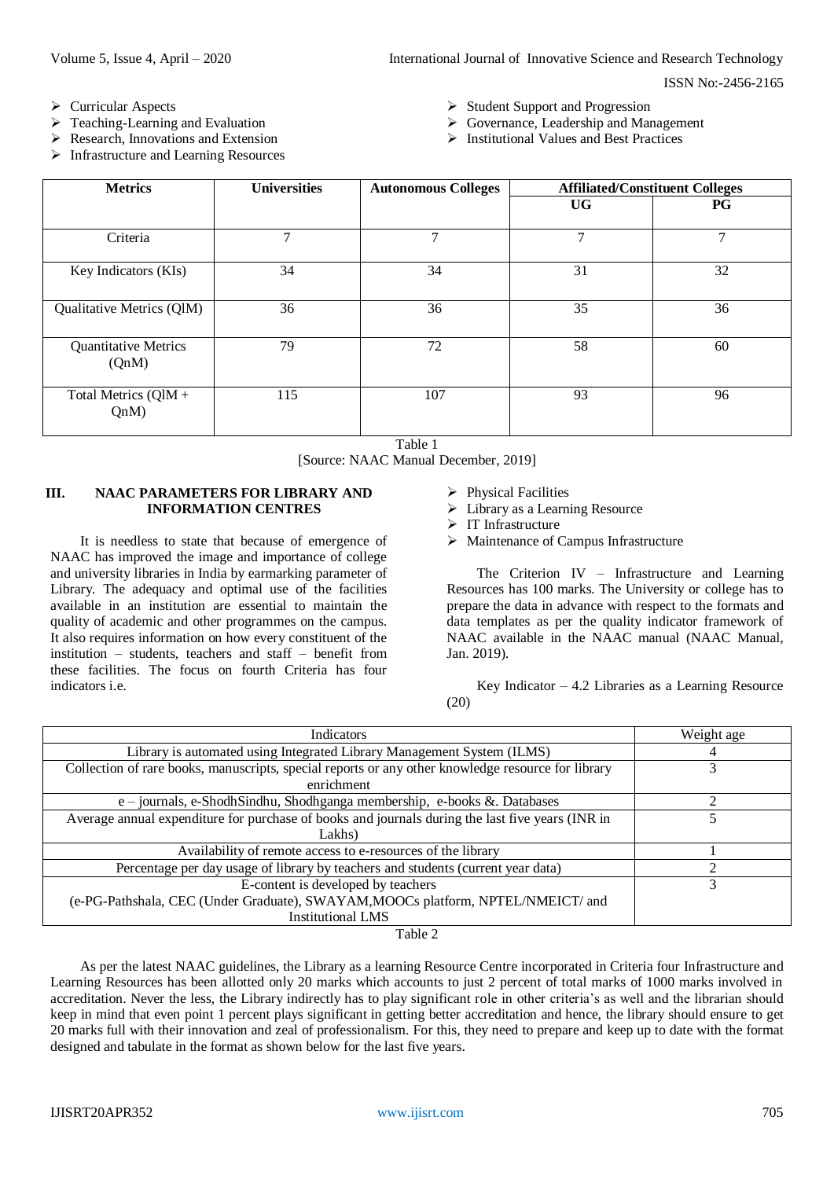- Curricular Aspects
- Teaching-Learning and Evaluation
- Research, Innovations and Extension
- Infrastructure and Learning Resources
- Student Support and Progression
- Governance, Leadership and Management
- Institutional Values and Best Practices

| **Metrics** | **Universities** | **Autonomous Colleges** | **Affiliated/Constituent Colleges** | |
|---|---|---|---|---|
| | | | **UG** | **PG** |
| Criteria | 7 | 7 | 7 | 7 |
| Key Indicators (KIs) | 34 | 34 | 31 | 32 |
| Qualitative Metrics (QlM) | 36 | 36 | 35 | 36 |
| Quantitative Metrics (QnM) | 79 | 72 | 58 | 60 |
| Total Metrics (QlM + QnM) | 115 | 107 | 93 | 96 |

Table 1
[Source: NAAC Manual December, 2019]

## III. NAAC PARAMETERS FOR LIBRARY AND INFORMATION CENTRES

It is needless to state that because of emergence of NAAC has improved the image and importance of college and university libraries in India by earmarking parameter of Library. The adequacy and optimal use of the facilities available in an institution are essential to maintain the quality of academic and other programmes on the campus. It also requires information on how every constituent of the institution – students, teachers and staff – benefit from these facilities. The focus on fourth Criteria has four indicators i.e.

- Physical Facilities
- Library as a Learning Resource
- IT Infrastructure
- Maintenance of Campus Infrastructure

The Criterion IV – Infrastructure and Learning Resources has 100 marks. The University or college has to prepare the data in advance with respect to the formats and data templates as per the quality indicator framework of NAAC available in the NAAC manual (NAAC Manual, Jan. 2019).

Key Indicator – 4.2 Libraries as a Learning Resource (20)

| Indicators | Weight age |
|---|---|
| Library is automated using Integrated Library Management System (ILMS) | 4 |
| Collection of rare books, manuscripts, special reports or any other knowledge resource for library enrichment | 3 |
| e – journals, e-ShodhSindhu, Shodhganga membership, e-books &. Databases | 2 |
| Average annual expenditure for purchase of books and journals during the last five years (INR in Lakhs) | 5 |
| Availability of remote access to e-resources of the library | 1 |
| Percentage per day usage of library by teachers and students (current year data) | 2 |
| E-content is developed by teachers (e-PG-Pathshala, CEC (Under Graduate), SWAYAM,MOOCs platform, NPTEL/NMEICT/ and Institutional LMS | 3 |

Table 2

As per the latest NAAC guidelines, the Library as a learning Resource Centre incorporated in Criteria four Infrastructure and Learning Resources has been allotted only 20 marks which accounts to just 2 percent of total marks of 1000 marks involved in accreditation. Never the less, the Library indirectly has to play significant role in other criteria's as well and the librarian should keep in mind that even point 1 percent plays significant in getting better accreditation and hence, the library should ensure to get 20 marks full with their innovation and zeal of professionalism. For this, they need to prepare and keep up to date with the format designed and tabulate in the format as shown below for the last five years.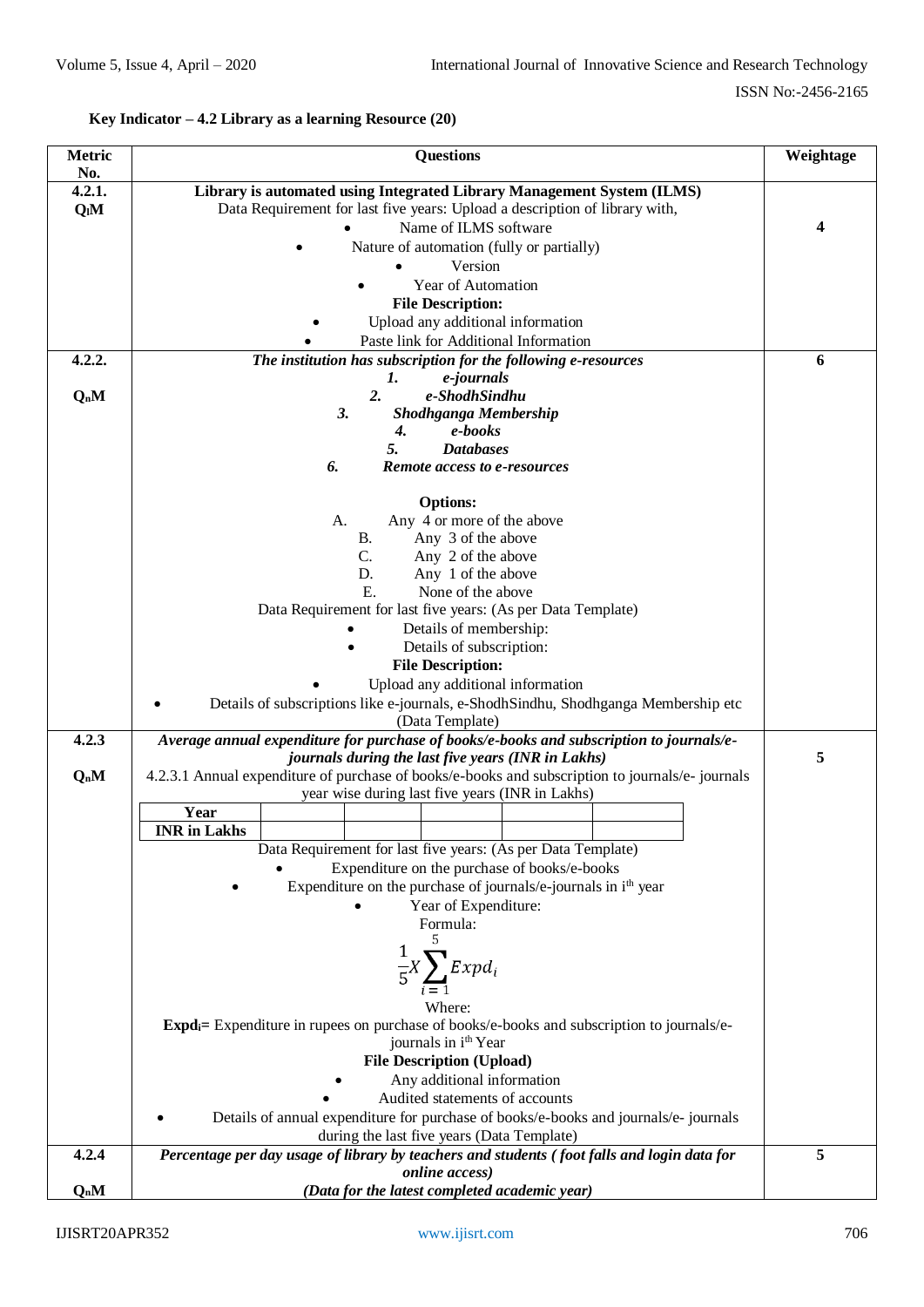**Key Indicator – 4.2 Library as a learning Resource (20)**

| Metric No. | Questions | Weightage |
|---|---|---|
| 4.2.1. $Q_lM$ | **Library is automated using Integrated Library Management System (ILMS)**<br>Data Requirement for last five years: Upload a description of library with,<br>• Name of ILMS software<br>• Nature of automation (fully or partially)<br>• Version<br>• Year of Automation<br>**File Description:**<br>• Upload any additional information<br>• Paste link for Additional Information | 4 |
| 4.2.2. $Q_nM$ | ***The institution has subscription for the following e-resources***<br>***1. e-journals***<br>***2. e-ShodhSindhu***<br>***3. Shodhganga Membership***<br>***4. e-books***<br>***5. Databases***<br>***6. Remote access to e-resources***<br><br>**Options:**<br>A. Any 4 or more of the above<br>B. Any 3 of the above<br>C. Any 2 of the above<br>D. Any 1 of the above<br>E. None of the above<br>Data Requirement for last five years: (As per Data Template)<br>• Details of membership:<br>• Details of subscription:<br>**File Description:**<br>• Upload any additional information<br>• Details of subscriptions like e-journals, e-ShodhSindhu, Shodhganga Membership etc (Data Template) | 6 |
| 4.2.3 $Q_nM$ | ***Average annual expenditure for purchase of books/e-books and subscription to journals/e-journals during the last five years (INR in Lakhs)***<br>4.2.3.1 Annual expenditure of purchase of books/e-books and subscription to journals/e- journals year wise during last five years (INR in Lakhs)<br>**Year** \| \| \| \| \| <br>**INR in Lakhs** \| \| \| \| \| <br>Data Requirement for last five years: (As per Data Template)<br>• Expenditure on the purchase of books/e-books<br>• Expenditure on the purchase of journals/e-journals in i[th] year<br>• Year of Expenditure:<br>Formula:<br>$\frac{1}{5}X\sum_{i=1}^{5} Expd_i$<br>Where:<br>**$Expd_i$=** Expenditure in rupees on purchase of books/e-books and subscription to journals/e-journals in i[th] Year<br>**File Description (Upload)**<br>• Any additional information<br>• Audited statements of accounts<br>• Details of annual expenditure for purchase of books/e-books and journals/e- journals during the last five years (Data Template) | 5 |
| 4.2.4 $Q_nM$ | ***Percentage per day usage of library by teachers and students ( foot falls and login data for online access)***<br>***(Data for the latest completed academic year)*** | 5 |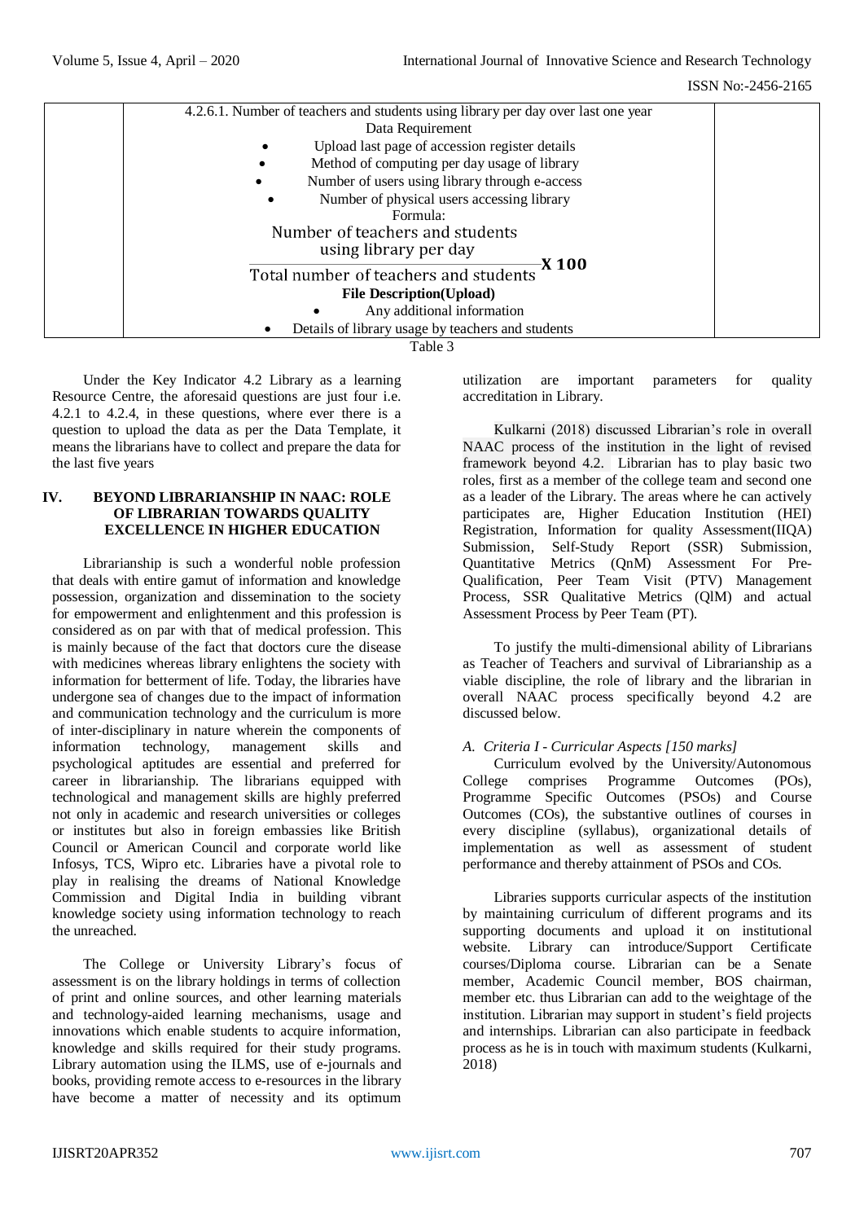| | | |
|---|---|---|
| | 4.2.6.1. Number of teachers and students using library per day over last one year<br>Data Requirement<br>• Upload last page of accession register details<br>• Method of computing per day usage of library<br>• Number of users using library through e-access<br>• Number of physical users accessing library<br>Formula:<br>$$\frac{\text{Number of teachers and students using library per day}}{\text{Total number of teachers and students}} \times 100$$<br>**File Description(Upload)**<br>• Any additional information<br>• Details of library usage by teachers and students | |

Table 3

Under the Key Indicator 4.2 Library as a learning Resource Centre, the aforesaid questions are just four i.e. 4.2.1 to 4.2.4, in these questions, where ever there is a question to upload the data as per the Data Template, it means the librarians have to collect and prepare the data for the last five years

## IV. BEYOND LIBRARIANSHIP IN NAAC: ROLE OF LIBRARIAN TOWARDS QUALITY EXCELLENCE IN HIGHER EDUCATION

Librarianship is such a wonderful noble profession that deals with entire gamut of information and knowledge possession, organization and dissemination to the society for empowerment and enlightenment and this profession is considered as on par with that of medical profession. This is mainly because of the fact that doctors cure the disease with medicines whereas library enlightens the society with information for betterment of life. Today, the libraries have undergone sea of changes due to the impact of information and communication technology and the curriculum is more of inter-disciplinary in nature wherein the components of information technology, management skills and psychological aptitudes are essential and preferred for career in librarianship. The librarians equipped with technological and management skills are highly preferred not only in academic and research universities or colleges or institutes but also in foreign embassies like British Council or American Council and corporate world like Infosys, TCS, Wipro etc. Libraries have a pivotal role to play in realising the dreams of National Knowledge Commission and Digital India in building vibrant knowledge society using information technology to reach the unreached.

The College or University Library's focus of assessment is on the library holdings in terms of collection of print and online sources, and other learning materials and technology-aided learning mechanisms, usage and innovations which enable students to acquire information, knowledge and skills required for their study programs. Library automation using the ILMS, use of e-journals and books, providing remote access to e-resources in the library have become a matter of necessity and its optimum utilization are important parameters for quality accreditation in Library.

Kulkarni (2018) discussed Librarian's role in overall NAAC process of the institution in the light of revised framework beyond 4.2. Librarian has to play basic two roles, first as a member of the college team and second one as a leader of the Library. The areas where he can actively participates are, Higher Education Institution (HEI) Registration, Information for quality Assessment(IIQA) Submission, Self-Study Report (SSR) Submission, Quantitative Metrics (QnM) Assessment For Pre-Qualification, Peer Team Visit (PTV) Management Process, SSR Qualitative Metrics (QlM) and actual Assessment Process by Peer Team (PT).

To justify the multi-dimensional ability of Librarians as Teacher of Teachers and survival of Librarianship as a viable discipline, the role of library and the librarian in overall NAAC process specifically beyond 4.2 are discussed below.

### *A. Criteria I - Curricular Aspects [150 marks]*

Curriculum evolved by the University/Autonomous College comprises Programme Outcomes (POs), Programme Specific Outcomes (PSOs) and Course Outcomes (COs), the substantive outlines of courses in every discipline (syllabus), organizational details of implementation as well as assessment of student performance and thereby attainment of PSOs and COs.

Libraries supports curricular aspects of the institution by maintaining curriculum of different programs and its supporting documents and upload it on institutional website. Library can introduce/Support Certificate courses/Diploma course. Librarian can be a Senate member, Academic Council member, BOS chairman, member etc. thus Librarian can add to the weightage of the institution. Librarian may support in student's field projects and internships. Librarian can also participate in feedback process as he is in touch with maximum students (Kulkarni, 2018)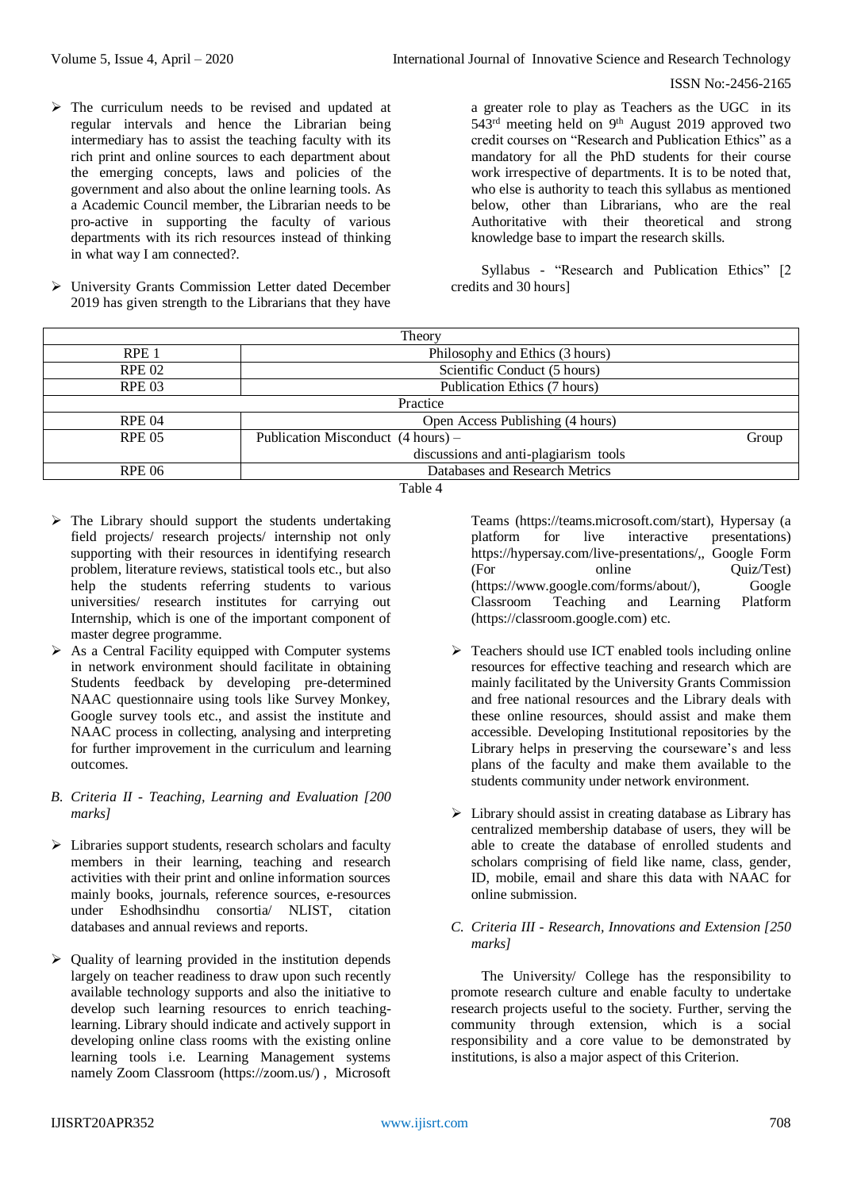- The curriculum needs to be revised and updated at regular intervals and hence the Librarian being intermediary has to assist the teaching faculty with its rich print and online sources to each department about the emerging concepts, laws and policies of the government and also about the online learning tools. As a Academic Council member, the Librarian needs to be pro-active in supporting the faculty of various departments with its rich resources instead of thinking in what way I am connected?.
- University Grants Commission Letter dated December 2019 has given strength to the Librarians that they have a greater role to play as Teachers as the UGC in its 543rd meeting held on 9th August 2019 approved two credit courses on "Research and Publication Ethics" as a mandatory for all the PhD students for their course work irrespective of departments. It is to be noted that, who else is authority to teach this syllabus as mentioned below, other than Librarians, who are the real Authoritative with their theoretical and strong knowledge base to impart the research skills.

Syllabus - "Research and Publication Ethics" [2 credits and 30 hours]

| | |
|---|---|
| Theory | |
| RPE 1 | Philosophy and Ethics (3 hours) |
| RPE 02 | Scientific Conduct (5 hours) |
| RPE 03 | Publication Ethics (7 hours) |
| Practice | |
| RPE 04 | Open Access Publishing (4 hours) |
| RPE 05 | Publication Misconduct (4 hours) – Group discussions and anti-plagiarism tools |
| RPE 06 | Databases and Research Metrics |

Table 4

- The Library should support the students undertaking field projects/ research projects/ internship not only supporting with their resources in identifying research problem, literature reviews, statistical tools etc., but also help the students referring students to various universities/ research institutes for carrying out Internship, which is one of the important component of master degree programme.
- As a Central Facility equipped with Computer systems in network environment should facilitate in obtaining Students feedback by developing pre-determined NAAC questionnaire using tools like Survey Monkey, Google survey tools etc., and assist the institute and NAAC process in collecting, analysing and interpreting for further improvement in the curriculum and learning outcomes.

### *B. Criteria II - Teaching, Learning and Evaluation [200 marks]*

- Libraries support students, research scholars and faculty members in their learning, teaching and research activities with their print and online information sources mainly books, journals, reference sources, e-resources under Eshodhsindhu consortia/ NLIST, citation databases and annual reviews and reports.
- Quality of learning provided in the institution depends largely on teacher readiness to draw upon such recently available technology supports and also the initiative to develop such learning resources to enrich teaching-learning. Library should indicate and actively support in developing online class rooms with the existing online learning tools i.e. Learning Management systems namely Zoom Classroom (https://zoom.us/) , Microsoft Teams (https://teams.microsoft.com/start), Hypersay (a platform for live interactive presentations) https://hypersay.com/live-presentations/,, Google Form (For online Quiz/Test) (https://www.google.com/forms/about/), Google Classroom Teaching and Learning Platform (https://classroom.google.com) etc.
- Teachers should use ICT enabled tools including online resources for effective teaching and research which are mainly facilitated by the University Grants Commission and free national resources and the Library deals with these online resources, should assist and make them accessible. Developing Institutional repositories by the Library helps in preserving the courseware's and less plans of the faculty and make them available to the students community under network environment.
- Library should assist in creating database as Library has centralized membership database of users, they will be able to create the database of enrolled students and scholars comprising of field like name, class, gender, ID, mobile, email and share this data with NAAC for online submission.

### *C. Criteria III - Research, Innovations and Extension [250 marks]*

The University/ College has the responsibility to promote research culture and enable faculty to undertake research projects useful to the society. Further, serving the community through extension, which is a social responsibility and a core value to be demonstrated by institutions, is also a major aspect of this Criterion.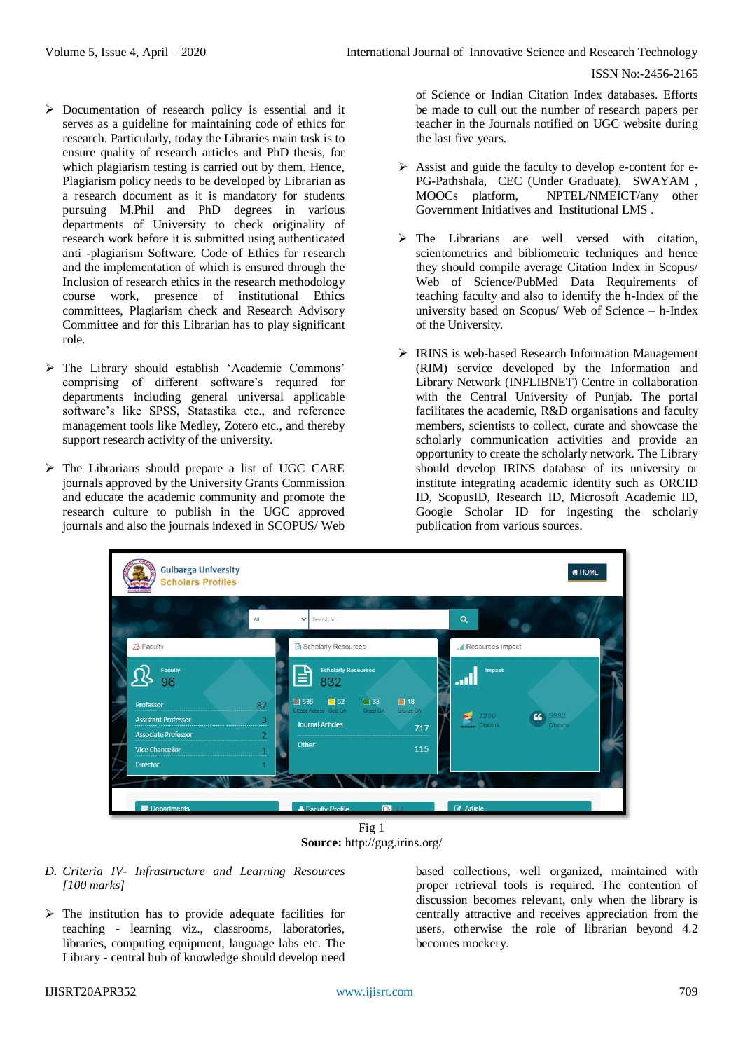- Documentation of research policy is essential and it serves as a guideline for maintaining code of ethics for research. Particularly, today the Libraries main task is to ensure quality of research articles and PhD thesis, for which plagiarism testing is carried out by them. Hence, Plagiarism policy needs to be developed by Librarian as a research document as it is mandatory for students pursuing M.Phil and PhD degrees in various departments of University to check originality of research work before it is submitted using authenticated anti -plagiarism Software. Code of Ethics for research and the implementation of which is ensured through the Inclusion of research ethics in the research methodology course work, presence of institutional Ethics committees, Plagiarism check and Research Advisory Committee and for this Librarian has to play significant role.

- The Library should establish 'Academic Commons' comprising of different software's required for departments including general universal applicable software's like SPSS, Statastika etc., and reference management tools like Medley, Zotero etc., and thereby support research activity of the university.

- The Librarians should prepare a list of UGC CARE journals approved by the University Grants Commission and educate the academic community and promote the research culture to publish in the UGC approved journals and also the journals indexed in SCOPUS/ Web of Science or Indian Citation Index databases. Efforts be made to cull out the number of research papers per teacher in the Journals notified on UGC website during the last five years.

- Assist and guide the faculty to develop e-content for e-PG-Pathshala, CEC (Under Graduate), SWAYAM , MOOCs platform, NPTEL/NMEICT/any other Government Initiatives and Institutional LMS .

- The Librarians are well versed with citation, scientometrics and bibliometric techniques and hence they should compile average Citation Index in Scopus/ Web of Science/PubMed Data Requirements of teaching faculty and also to identify the h-Index of the university based on Scopus/ Web of Science – h-Index of the University.

- IRINS is web-based Research Information Management (RIM) service developed by the Information and Library Network (INFLIBNET) Centre in collaboration with the Central University of Punjab. The portal facilitates the academic, R&D organisations and faculty members, scientists to collect, curate and showcase the scholarly communication activities and provide an opportunity to create the scholarly network. The Library should develop IRINS database of its university or institute integrating academic identity such as ORCID ID, ScopusID, Research ID, Microsoft Academic ID, Google Scholar ID for ingesting the scholarly publication from various sources.

Fig 1

**Source:** http://gug.irins.org/

*D. Criteria IV- Infrastructure and Learning Resources [100 marks]*

- The institution has to provide adequate facilities for teaching - learning viz., classrooms, laboratories, libraries, computing equipment, language labs etc. The Library - central hub of knowledge should develop need based collections, well organized, maintained with proper retrieval tools is required. The contention of discussion becomes relevant, only when the library is centrally attractive and receives appreciation from the users, otherwise the role of librarian beyond 4.2 becomes mockery.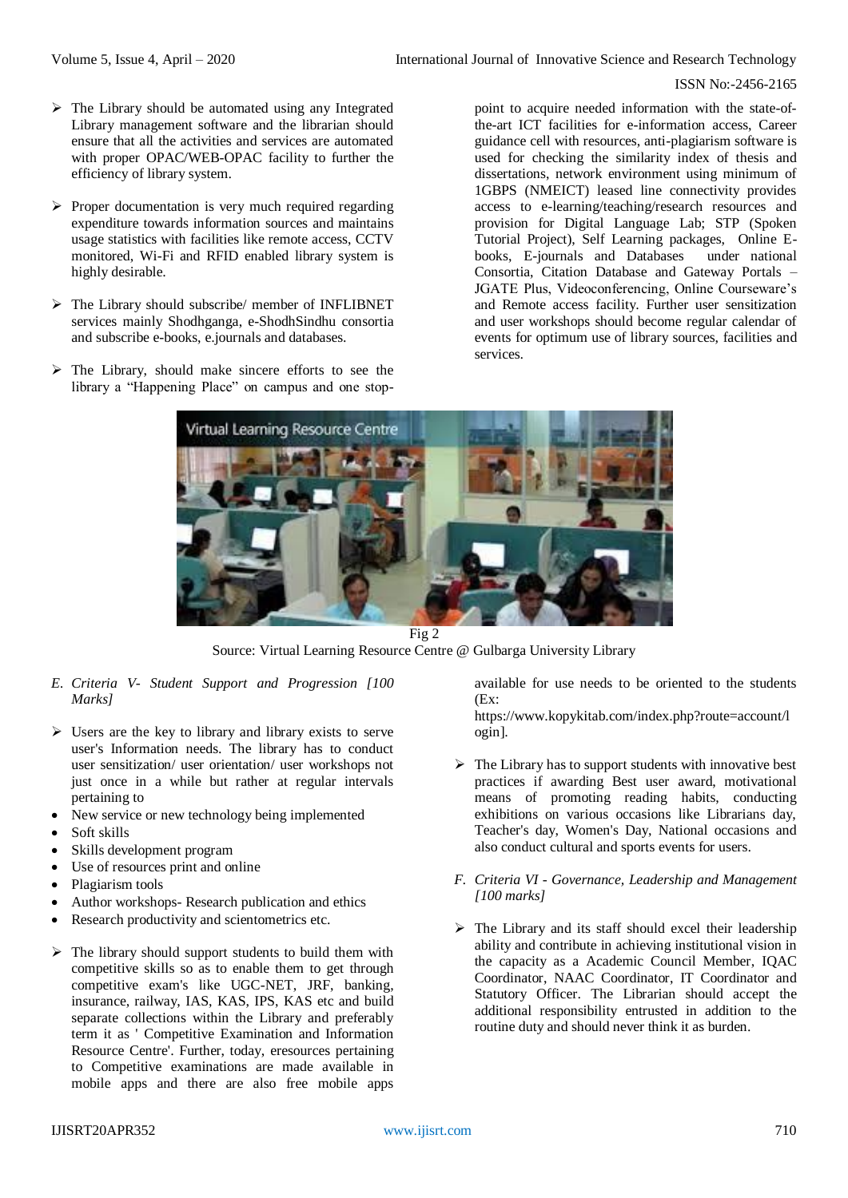- The Library should be automated using any Integrated Library management software and the librarian should ensure that all the activities and services are automated with proper OPAC/WEB-OPAC facility to further the efficiency of library system.

- Proper documentation is very much required regarding expenditure towards information sources and maintains usage statistics with facilities like remote access, CCTV monitored, Wi-Fi and RFID enabled library system is highly desirable.

- The Library should subscribe/ member of INFLIBNET services mainly Shodhganga, e-ShodhSindhu consortia and subscribe e-books, e.journals and databases.

- The Library, should make sincere efforts to see the library a "Happening Place" on campus and one stop-point to acquire needed information with the state-of-the-art ICT facilities for e-information access, Career guidance cell with resources, anti-plagiarism software is used for checking the similarity index of thesis and dissertations, network environment using minimum of 1GBPS (NMEICT) leased line connectivity provides access to e-learning/teaching/research resources and provision for Digital Language Lab; STP (Spoken Tutorial Project), Self Learning packages, Online E-books, E-journals and Databases under national Consortia, Citation Database and Gateway Portals – JGATE Plus, Videoconferencing, Online Courseware's and Remote access facility. Further user sensitization and user workshops should become regular calendar of events for optimum use of library sources, facilities and services.

Fig 2
Source: Virtual Learning Resource Centre @ Gulbarga University Library

### *E. Criteria V- Student Support and Progression [100 Marks]*

- Users are the key to library and library exists to serve user's Information needs. The library has to conduct user sensitization/ user orientation/ user workshops not just once in a while but rather at regular intervals pertaining to
  - New service or new technology being implemented
  - Soft skills
  - Skills development program
  - Use of resources print and online
  - Plagiarism tools
  - Author workshops- Research publication and ethics
  - Research productivity and scientometrics etc.

- The library should support students to build them with competitive skills so as to enable them to get through competitive exam's like UGC-NET, JRF, banking, insurance, railway, IAS, KAS, IPS, KAS etc and build separate collections within the Library and preferably term it as ' Competitive Examination and Information Resource Centre'. Further, today, eresources pertaining to Competitive examinations are made available in mobile apps and there are also free mobile apps available for use needs to be oriented to the students (Ex: https://www.kopykitab.com/index.php?route=account/login].

- The Library has to support students with innovative best practices if awarding Best user award, motivational means of promoting reading habits, conducting exhibitions on various occasions like Librarians day, Teacher's day, Women's Day, National occasions and also conduct cultural and sports events for users.

### *F. Criteria VI - Governance, Leadership and Management [100 marks]*

- The Library and its staff should excel their leadership ability and contribute in achieving institutional vision in the capacity as a Academic Council Member, IQAC Coordinator, NAAC Coordinator, IT Coordinator and Statutory Officer. The Librarian should accept the additional responsibility entrusted in addition to the routine duty and should never think it as burden.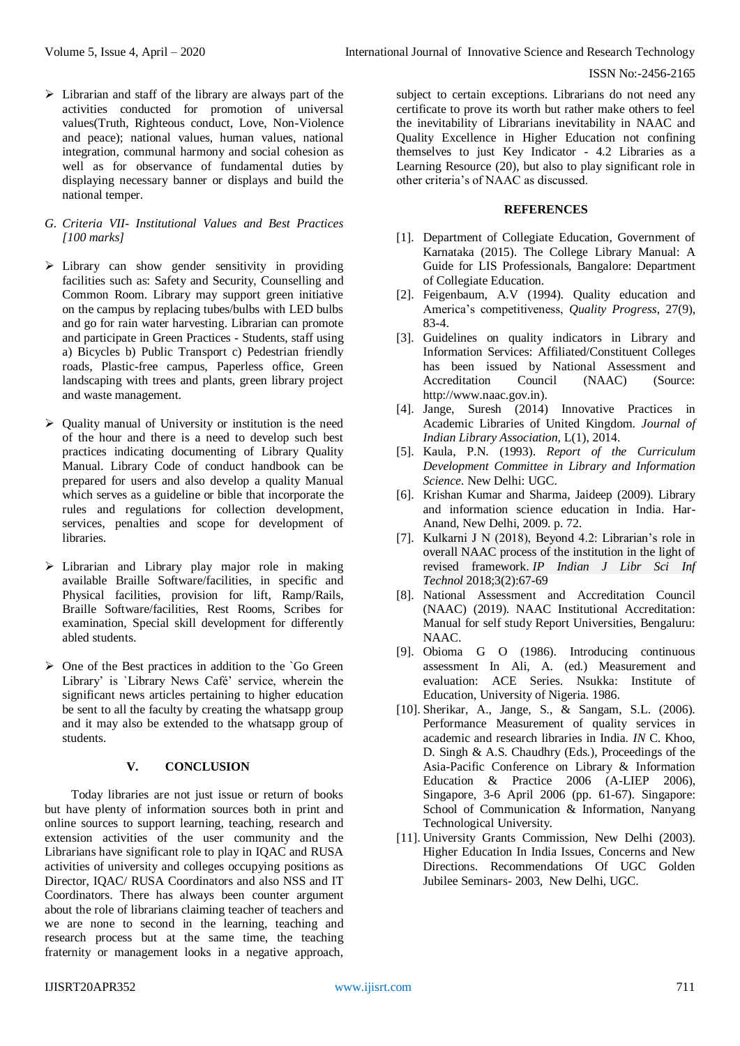- Librarian and staff of the library are always part of the activities conducted for promotion of universal values(Truth, Righteous conduct, Love, Non-Violence and peace); national values, human values, national integration, communal harmony and social cohesion as well as for observance of fundamental duties by displaying necessary banner or displays and build the national temper.

*G. Criteria VII- Institutional Values and Best Practices [100 marks]*

- Library can show gender sensitivity in providing facilities such as: Safety and Security, Counselling and Common Room. Library may support green initiative on the campus by replacing tubes/bulbs with LED bulbs and go for rain water harvesting. Librarian can promote and participate in Green Practices - Students, staff using a) Bicycles b) Public Transport c) Pedestrian friendly roads, Plastic-free campus, Paperless office, Green landscaping with trees and plants, green library project and waste management.
- Quality manual of University or institution is the need of the hour and there is a need to develop such best practices indicating documenting of Library Quality Manual. Library Code of conduct handbook can be prepared for users and also develop a quality Manual which serves as a guideline or bible that incorporate the rules and regulations for collection development, services, penalties and scope for development of libraries.
- Librarian and Library play major role in making available Braille Software/facilities, in specific and Physical facilities, provision for lift, Ramp/Rails, Braille Software/facilities, Rest Rooms, Scribes for examination, Special skill development for differently abled students.
- One of the Best practices in addition to the `Go Green Library' is `Library News Café' service, wherein the significant news articles pertaining to higher education be sent to all the faculty by creating the whatsapp group and it may also be extended to the whatsapp group of students.

## V. CONCLUSION

Today libraries are not just issue or return of books but have plenty of information sources both in print and online sources to support learning, teaching, research and extension activities of the user community and the Librarians have significant role to play in IQAC and RUSA activities of university and colleges occupying positions as Director, IQAC/ RUSA Coordinators and also NSS and IT Coordinators. There has always been counter argument about the role of librarians claiming teacher of teachers and we are none to second in the learning, teaching and research process but at the same time, the teaching fraternity or management looks in a negative approach, subject to certain exceptions. Librarians do not need any certificate to prove its worth but rather make others to feel the inevitability of Librarians inevitability in NAAC and Quality Excellence in Higher Education not confining themselves to just Key Indicator - 4.2 Libraries as a Learning Resource (20), but also to play significant role in other criteria's of NAAC as discussed.

## REFERENCES

[1]. Department of Collegiate Education, Government of Karnataka (2015). The College Library Manual: A Guide for LIS Professionals, Bangalore: Department of Collegiate Education.

[2]. Feigenbaum, A.V (1994). Quality education and America's competitiveness, *Quality Progress*, 27(9), 83-4.

[3]. Guidelines on quality indicators in Library and Information Services: Affiliated/Constituent Colleges has been issued by National Assessment and Accreditation Council (NAAC) (Source: http://www.naac.gov.in).

[4]. Jange, Suresh (2014) Innovative Practices in Academic Libraries of United Kingdom. *Journal of Indian Library Association*, L(1), 2014.

[5]. Kaula, P.N. (1993). *Report of the Curriculum Development Committee in Library and Information Science*. New Delhi: UGC.

[6]. Krishan Kumar and Sharma, Jaideep (2009). Library and information science education in India. Har-Anand, New Delhi, 2009. p. 72.

[7]. Kulkarni J N (2018), Beyond 4.2: Librarian's role in overall NAAC process of the institution in the light of revised framework. *IP Indian J Libr Sci Inf Technol* 2018;3(2):67-69

[8]. National Assessment and Accreditation Council (NAAC) (2019). NAAC Institutional Accreditation: Manual for self study Report Universities, Bengaluru: NAAC.

[9]. Obioma G O (1986). Introducing continuous assessment In Ali, A. (ed.) Measurement and evaluation: ACE Series. Nsukka: Institute of Education, University of Nigeria. 1986.

[10]. Sherikar, A., Jange, S., & Sangam, S.L. (2006). Performance Measurement of quality services in academic and research libraries in India. *IN* C. Khoo, D. Singh & A.S. Chaudhry (Eds.), Proceedings of the Asia-Pacific Conference on Library & Information Education & Practice 2006 (A-LIEP 2006), Singapore, 3-6 April 2006 (pp. 61-67). Singapore: School of Communication & Information, Nanyang Technological University.

[11]. University Grants Commission, New Delhi (2003). Higher Education In India Issues, Concerns and New Directions. Recommendations Of UGC Golden Jubilee Seminars- 2003, New Delhi, UGC.